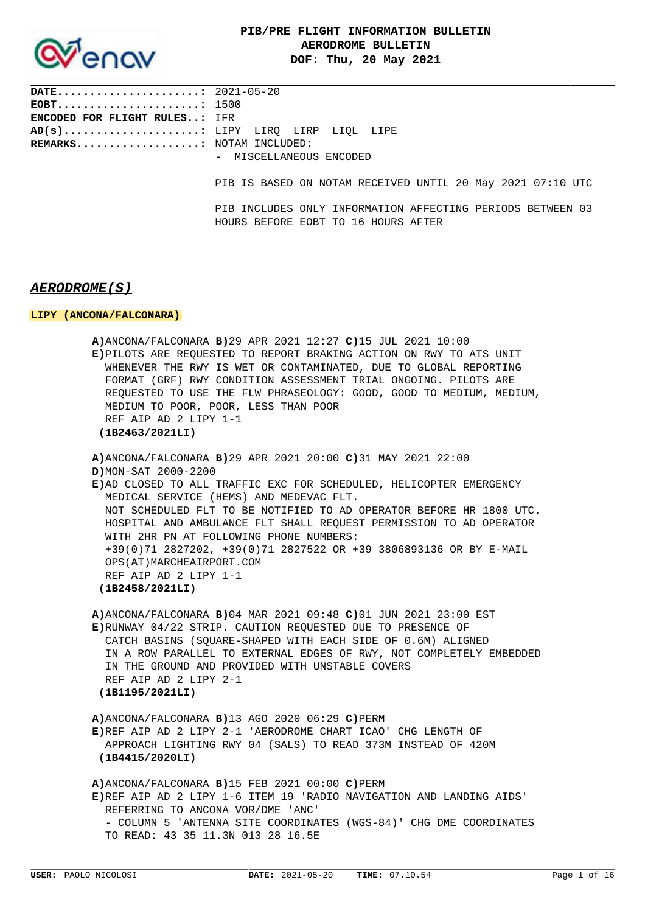# PIB/PRE FLIGHT INFORMATION BULLETIN
## AERODROME BULLETIN
## DOF: Thu, 20 May 2021

**DATE......................:** 2021-05-20
**EOBT......................:** 1500
**ENCODED FOR FLIGHT RULES..:** IFR
**AD(s).....................:** LIPY LIRQ LIRP LIQL LIPE
**REMARKS...................:** NOTAM INCLUDED:
- MISCELLANEOUS ENCODED

PIB IS BASED ON NOTAM RECEIVED UNTIL 20 May 2021 07:10 UTC

PIB INCLUDES ONLY INFORMATION AFFECTING PERIODS BETWEEN 03 HOURS BEFORE EOBT TO 16 HOURS AFTER

## *AERODROME(S)*

### LIPY (ANCONA/FALCONARA)

**A)**ANCONA/FALCONARA **B)**29 APR 2021 12:27 **C)**15 JUL 2021 10:00
**E)**PILOTS ARE REQUESTED TO REPORT BRAKING ACTION ON RWY TO ATS UNIT WHENEVER THE RWY IS WET OR CONTAMINATED, DUE TO GLOBAL REPORTING FORMAT (GRF) RWY CONDITION ASSESSMENT TRIAL ONGOING. PILOTS ARE REQUESTED TO USE THE FLW PHRASEOLOGY: GOOD, GOOD TO MEDIUM, MEDIUM, MEDIUM TO POOR, POOR, LESS THAN POOR
REF AIP AD 2 LIPY 1-1
**(1B2463/2021LI)**

**A)**ANCONA/FALCONARA **B)**29 APR 2021 20:00 **C)**31 MAY 2021 22:00
**D)**MON-SAT 2000-2200
**E)**AD CLOSED TO ALL TRAFFIC EXC FOR SCHEDULED, HELICOPTER EMERGENCY MEDICAL SERVICE (HEMS) AND MEDEVAC FLT.
NOT SCHEDULED FLT TO BE NOTIFIED TO AD OPERATOR BEFORE HR 1800 UTC.
HOSPITAL AND AMBULANCE FLT SHALL REQUEST PERMISSION TO AD OPERATOR WITH 2HR PN AT FOLLOWING PHONE NUMBERS:
+39(0)71 2827202, +39(0)71 2827522 OR +39 3806893136 OR BY E-MAIL OPS(AT)MARCHEAIRPORT.COM
REF AIP AD 2 LIPY 1-1
**(1B2458/2021LI)**

**A)**ANCONA/FALCONARA **B)**04 MAR 2021 09:48 **C)**01 JUN 2021 23:00 EST
**E)**RUNWAY 04/22 STRIP. CAUTION REQUESTED DUE TO PRESENCE OF CATCH BASINS (SQUARE-SHAPED WITH EACH SIDE OF 0.6M) ALIGNED IN A ROW PARALLEL TO EXTERNAL EDGES OF RWY, NOT COMPLETELY EMBEDDED IN THE GROUND AND PROVIDED WITH UNSTABLE COVERS
REF AIP AD 2 LIPY 2-1
**(1B1195/2021LI)**

**A)**ANCONA/FALCONARA **B)**13 AGO 2020 06:29 **C)**PERM
**E)**REF AIP AD 2 LIPY 2-1 'AERODROME CHART ICAO' CHG LENGTH OF APPROACH LIGHTING RWY 04 (SALS) TO READ 373M INSTEAD OF 420M
**(1B4415/2020LI)**

**A)**ANCONA/FALCONARA **B)**15 FEB 2021 00:00 **C)**PERM
**E)**REF AIP AD 2 LIPY 1-6 ITEM 19 'RADIO NAVIGATION AND LANDING AIDS' REFERRING TO ANCONA VOR/DME 'ANC'
- COLUMN 5 'ANTENNA SITE COORDINATES (WGS-84)' CHG DME COORDINATES TO READ: 43 35 11.3N 013 28 16.5E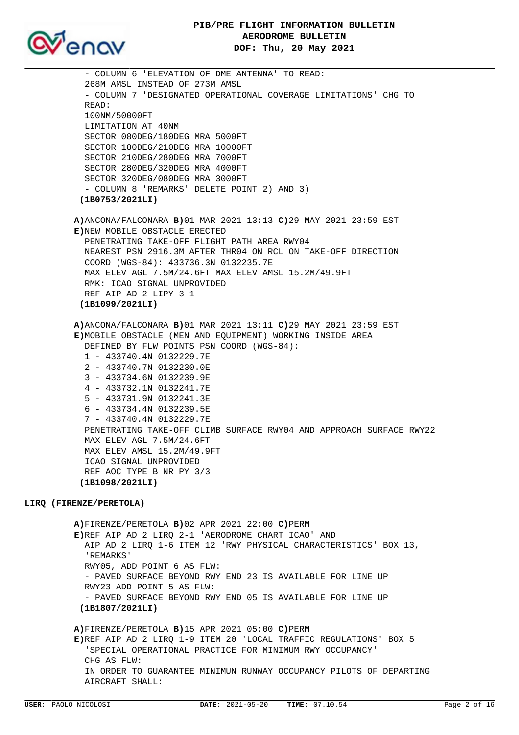- COLUMN 6 'ELEVATION OF DME ANTENNA' TO READ:
268M AMSL INSTEAD OF 273M AMSL
- COLUMN 7 'DESIGNATED OPERATIONAL COVERAGE LIMITATIONS' CHG TO READ:
100NM/50000FT
LIMITATION AT 40NM
SECTOR 080DEG/180DEG MRA 5000FT
SECTOR 180DEG/210DEG MRA 10000FT
SECTOR 210DEG/280DEG MRA 7000FT
SECTOR 280DEG/320DEG MRA 4000FT
SECTOR 320DEG/080DEG MRA 3000FT
- COLUMN 8 'REMARKS' DELETE POINT 2) AND 3)

**(1B0753/2021LI)**

**A)**ANCONA/FALCONARA **B)**01 MAR 2021 13:13 **C)**29 MAY 2021 23:59 EST
**E)**NEW MOBILE OBSTACLE ERECTED
PENETRATING TAKE-OFF FLIGHT PATH AREA RWY04
NEAREST PSN 2916.3M AFTER THR04 ON RCL ON TAKE-OFF DIRECTION
COORD (WGS-84): 433736.3N 0132235.7E
MAX ELEV AGL 7.5M/24.6FT MAX ELEV AMSL 15.2M/49.9FT
RMK: ICAO SIGNAL UNPROVIDED
REF AIP AD 2 LIPY 3-1

**(1B1099/2021LI)**

**A)**ANCONA/FALCONARA **B)**01 MAR 2021 13:11 **C)**29 MAY 2021 23:59 EST
**E)**MOBILE OBSTACLE (MEN AND EQUIPMENT) WORKING INSIDE AREA
DEFINED BY FLW POINTS PSN COORD (WGS-84):
1 - 433740.4N 0132229.7E
2 - 433740.7N 0132230.0E
3 - 433734.6N 0132239.9E
4 - 433732.1N 0132241.7E
5 - 433731.9N 0132241.3E
6 - 433734.4N 0132239.5E
7 - 433740.4N 0132229.7E
PENETRATING TAKE-OFF CLIMB SURFACE RWY04 AND APPROACH SURFACE RWY22
MAX ELEV AGL 7.5M/24.6FT
MAX ELEV AMSL 15.2M/49.9FT
ICAO SIGNAL UNPROVIDED
REF AOC TYPE B NR PY 3/3

**(1B1098/2021LI)**

**LIRQ (FIRENZE/PERETOLA)**

**A)**FIRENZE/PERETOLA **B)**02 APR 2021 22:00 **C)**PERM
**E)**REF AIP AD 2 LIRQ 2-1 'AERODROME CHART ICAO' AND
AIP AD 2 LIRQ 1-6 ITEM 12 'RWY PHYSICAL CHARACTERISTICS' BOX 13, 'REMARKS'
RWY05, ADD POINT 6 AS FLW:
- PAVED SURFACE BEYOND RWY END 23 IS AVAILABLE FOR LINE UP
RWY23 ADD POINT 5 AS FLW:
- PAVED SURFACE BEYOND RWY END 05 IS AVAILABLE FOR LINE UP

**(1B1807/2021LI)**

**A)**FIRENZE/PERETOLA **B)**15 APR 2021 05:00 **C)**PERM
**E)**REF AIP AD 2 LIRQ 1-9 ITEM 20 'LOCAL TRAFFIC REGULATIONS' BOX 5
'SPECIAL OPERATIONAL PRACTICE FOR MINIMUM RWY OCCUPANCY'
CHG AS FLW:
IN ORDER TO GUARANTEE MINIMUN RUNWAY OCCUPANCY PILOTS OF DEPARTING AIRCRAFT SHALL: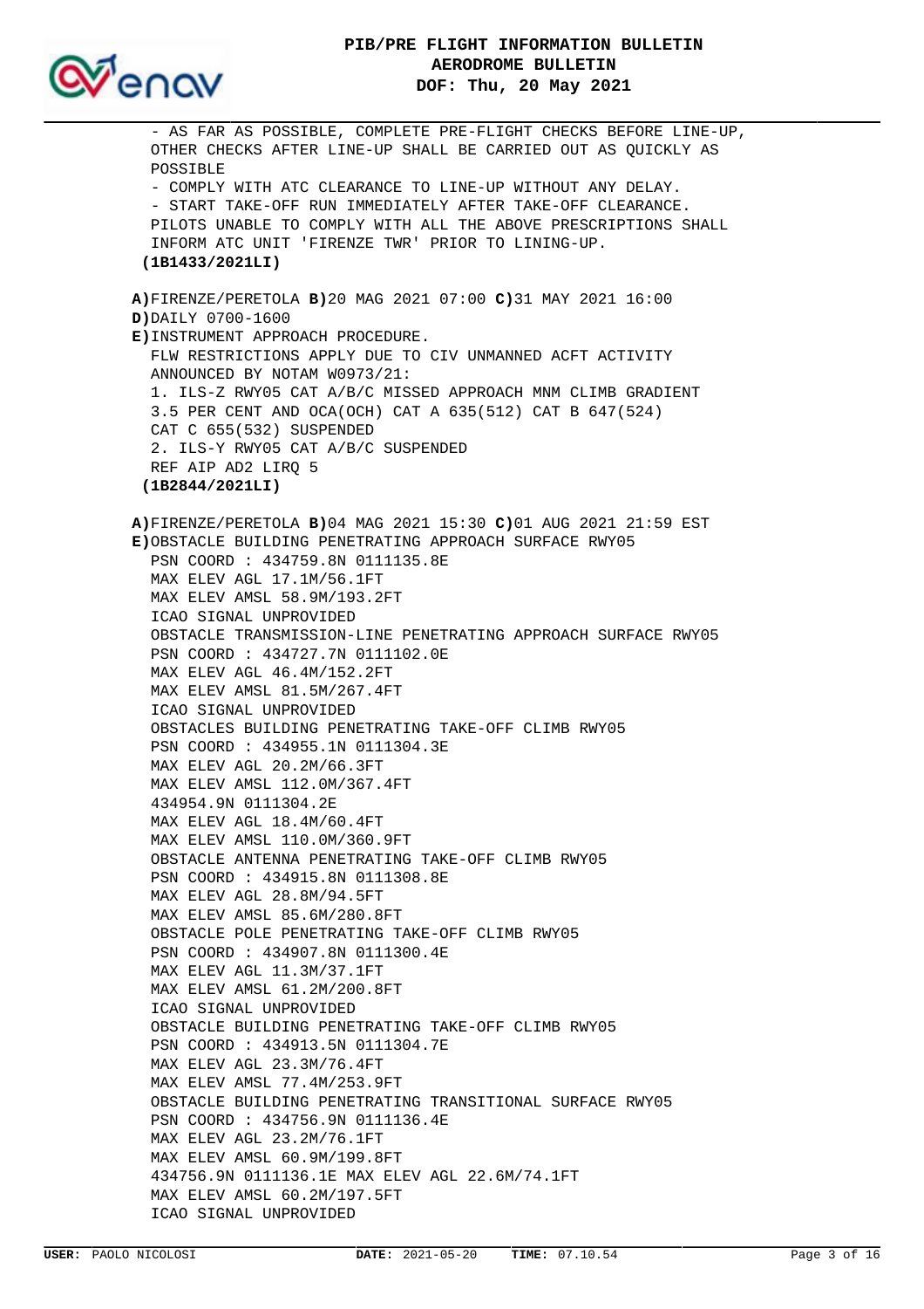- AS FAR AS POSSIBLE, COMPLETE PRE-FLIGHT CHECKS BEFORE LINE-UP, OTHER CHECKS AFTER LINE-UP SHALL BE CARRIED OUT AS QUICKLY AS POSSIBLE
- COMPLY WITH ATC CLEARANCE TO LINE-UP WITHOUT ANY DELAY.
- START TAKE-OFF RUN IMMEDIATELY AFTER TAKE-OFF CLEARANCE.

PILOTS UNABLE TO COMPLY WITH ALL THE ABOVE PRESCRIPTIONS SHALL INFORM ATC UNIT 'FIRENZE TWR' PRIOR TO LINING-UP.

**(1B1433/2021LI)**

**A)**FIRENZE/PERETOLA **B)**20 MAG 2021 07:00 **C)**31 MAY 2021 16:00
**D)**DAILY 0700-1600
**E)**INSTRUMENT APPROACH PROCEDURE.
FLW RESTRICTIONS APPLY DUE TO CIV UNMANNED ACFT ACTIVITY ANNOUNCED BY NOTAM W0973/21:
1. ILS-Z RWY05 CAT A/B/C MISSED APPROACH MNM CLIMB GRADIENT 3.5 PER CENT AND OCA(OCH) CAT A 635(512) CAT B 647(524) CAT C 655(532) SUSPENDED
2. ILS-Y RWY05 CAT A/B/C SUSPENDED
REF AIP AD2 LIRQ 5

**(1B2844/2021LI)**

**A)**FIRENZE/PERETOLA **B)**04 MAG 2021 15:30 **C)**01 AUG 2021 21:59 EST
**E)**OBSTACLE BUILDING PENETRATING APPROACH SURFACE RWY05
PSN COORD : 434759.8N 0111135.8E
MAX ELEV AGL 17.1M/56.1FT
MAX ELEV AMSL 58.9M/193.2FT
ICAO SIGNAL UNPROVIDED
OBSTACLE TRANSMISSION-LINE PENETRATING APPROACH SURFACE RWY05
PSN COORD : 434727.7N 0111102.0E
MAX ELEV AGL 46.4M/152.2FT
MAX ELEV AMSL 81.5M/267.4FT
ICAO SIGNAL UNPROVIDED
OBSTACLES BUILDING PENETRATING TAKE-OFF CLIMB RWY05
PSN COORD : 434955.1N 0111304.3E
MAX ELEV AGL 20.2M/66.3FT
MAX ELEV AMSL 112.0M/367.4FT
434954.9N 0111304.2E
MAX ELEV AGL 18.4M/60.4FT
MAX ELEV AMSL 110.0M/360.9FT
OBSTACLE ANTENNA PENETRATING TAKE-OFF CLIMB RWY05
PSN COORD : 434915.8N 0111308.8E
MAX ELEV AGL 28.8M/94.5FT
MAX ELEV AMSL 85.6M/280.8FT
OBSTACLE POLE PENETRATING TAKE-OFF CLIMB RWY05
PSN COORD : 434907.8N 0111300.4E
MAX ELEV AGL 11.3M/37.1FT
MAX ELEV AMSL 61.2M/200.8FT
ICAO SIGNAL UNPROVIDED
OBSTACLE BUILDING PENETRATING TAKE-OFF CLIMB RWY05
PSN COORD : 434913.5N 0111304.7E
MAX ELEV AGL 23.3M/76.4FT
MAX ELEV AMSL 77.4M/253.9FT
OBSTACLE BUILDING PENETRATING TRANSITIONAL SURFACE RWY05
PSN COORD : 434756.9N 0111136.4E
MAX ELEV AGL 23.2M/76.1FT
MAX ELEV AMSL 60.9M/199.8FT
434756.9N 0111136.1E MAX ELEV AGL 22.6M/74.1FT
MAX ELEV AMSL 60.2M/197.5FT
ICAO SIGNAL UNPROVIDED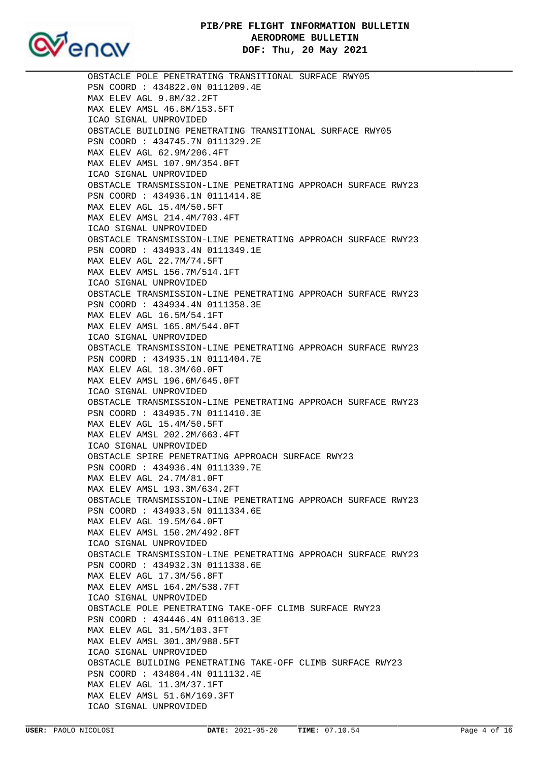OBSTACLE POLE PENETRATING TRANSITIONAL SURFACE RWY05
PSN COORD : 434822.0N 0111209.4E
MAX ELEV AGL 9.8M/32.2FT
MAX ELEV AMSL 46.8M/153.5FT
ICAO SIGNAL UNPROVIDED
OBSTACLE BUILDING PENETRATING TRANSITIONAL SURFACE RWY05
PSN COORD : 434745.7N 0111329.2E
MAX ELEV AGL 62.9M/206.4FT
MAX ELEV AMSL 107.9M/354.0FT
ICAO SIGNAL UNPROVIDED
OBSTACLE TRANSMISSION-LINE PENETRATING APPROACH SURFACE RWY23
PSN COORD : 434936.1N 0111414.8E
MAX ELEV AGL 15.4M/50.5FT
MAX ELEV AMSL 214.4M/703.4FT
ICAO SIGNAL UNPROVIDED
OBSTACLE TRANSMISSION-LINE PENETRATING APPROACH SURFACE RWY23
PSN COORD : 434933.4N 0111349.1E
MAX ELEV AGL 22.7M/74.5FT
MAX ELEV AMSL 156.7M/514.1FT
ICAO SIGNAL UNPROVIDED
OBSTACLE TRANSMISSION-LINE PENETRATING APPROACH SURFACE RWY23
PSN COORD : 434934.4N 0111358.3E
MAX ELEV AGL 16.5M/54.1FT
MAX ELEV AMSL 165.8M/544.0FT
ICAO SIGNAL UNPROVIDED
OBSTACLE TRANSMISSION-LINE PENETRATING APPROACH SURFACE RWY23
PSN COORD : 434935.1N 0111404.7E
MAX ELEV AGL 18.3M/60.0FT
MAX ELEV AMSL 196.6M/645.0FT
ICAO SIGNAL UNPROVIDED
OBSTACLE TRANSMISSION-LINE PENETRATING APPROACH SURFACE RWY23
PSN COORD : 434935.7N 0111410.3E
MAX ELEV AGL 15.4M/50.5FT
MAX ELEV AMSL 202.2M/663.4FT
ICAO SIGNAL UNPROVIDED
OBSTACLE SPIRE PENETRATING APPROACH SURFACE RWY23
PSN COORD : 434936.4N 0111339.7E
MAX ELEV AGL 24.7M/81.0FT
MAX ELEV AMSL 193.3M/634.2FT
OBSTACLE TRANSMISSION-LINE PENETRATING APPROACH SURFACE RWY23
PSN COORD : 434933.5N 0111334.6E
MAX ELEV AGL 19.5M/64.0FT
MAX ELEV AMSL 150.2M/492.8FT
ICAO SIGNAL UNPROVIDED
OBSTACLE TRANSMISSION-LINE PENETRATING APPROACH SURFACE RWY23
PSN COORD : 434932.3N 0111338.6E
MAX ELEV AGL 17.3M/56.8FT
MAX ELEV AMSL 164.2M/538.7FT
ICAO SIGNAL UNPROVIDED
OBSTACLE POLE PENETRATING TAKE-OFF CLIMB SURFACE RWY23
PSN COORD : 434446.4N 0110613.3E
MAX ELEV AGL 31.5M/103.3FT
MAX ELEV AMSL 301.3M/988.5FT
ICAO SIGNAL UNPROVIDED
OBSTACLE BUILDING PENETRATING TAKE-OFF CLIMB SURFACE RWY23
PSN COORD : 434804.4N 0111132.4E
MAX ELEV AGL 11.3M/37.1FT
MAX ELEV AMSL 51.6M/169.3FT
ICAO SIGNAL UNPROVIDED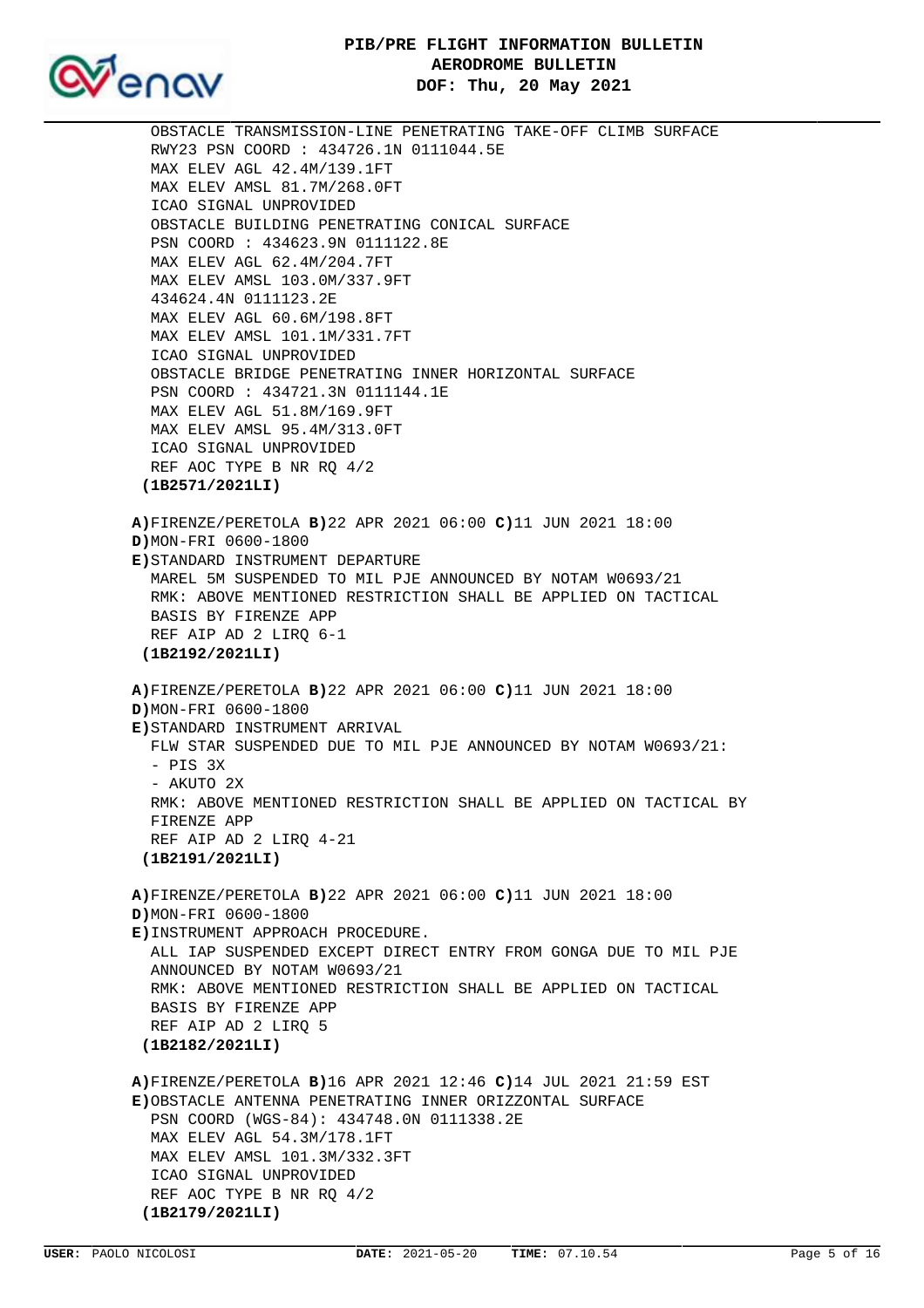OBSTACLE TRANSMISSION-LINE PENETRATING TAKE-OFF CLIMB SURFACE
RWY23 PSN COORD : 434726.1N 0111044.5E
MAX ELEV AGL 42.4M/139.1FT
MAX ELEV AMSL 81.7M/268.0FT
ICAO SIGNAL UNPROVIDED
OBSTACLE BUILDING PENETRATING CONICAL SURFACE
PSN COORD : 434623.9N 0111122.8E
MAX ELEV AGL 62.4M/204.7FT
MAX ELEV AMSL 103.0M/337.9FT
434624.4N 0111123.2E
MAX ELEV AGL 60.6M/198.8FT
MAX ELEV AMSL 101.1M/331.7FT
ICAO SIGNAL UNPROVIDED
OBSTACLE BRIDGE PENETRATING INNER HORIZONTAL SURFACE
PSN COORD : 434721.3N 0111144.1E
MAX ELEV AGL 51.8M/169.9FT
MAX ELEV AMSL 95.4M/313.0FT
ICAO SIGNAL UNPROVIDED
REF AOC TYPE B NR RQ 4/2
**(1B2571/2021LI)**

**A)**FIRENZE/PERETOLA **B)**22 APR 2021 06:00 **C)**11 JUN 2021 18:00
**D)**MON-FRI 0600-1800
**E)**STANDARD INSTRUMENT DEPARTURE
MAREL 5M SUSPENDED TO MIL PJE ANNOUNCED BY NOTAM W0693/21
RMK: ABOVE MENTIONED RESTRICTION SHALL BE APPLIED ON TACTICAL BASIS BY FIRENZE APP
REF AIP AD 2 LIRQ 6-1
**(1B2192/2021LI)**

**A)**FIRENZE/PERETOLA **B)**22 APR 2021 06:00 **C)**11 JUN 2021 18:00
**D)**MON-FRI 0600-1800
**E)**STANDARD INSTRUMENT ARRIVAL
FLW STAR SUSPENDED DUE TO MIL PJE ANNOUNCED BY NOTAM W0693/21:
- PIS 3X
- AKUTO 2X

RMK: ABOVE MENTIONED RESTRICTION SHALL BE APPLIED ON TACTICAL BY FIRENZE APP
REF AIP AD 2 LIRQ 4-21
**(1B2191/2021LI)**

**A)**FIRENZE/PERETOLA **B)**22 APR 2021 06:00 **C)**11 JUN 2021 18:00
**D)**MON-FRI 0600-1800
**E)**INSTRUMENT APPROACH PROCEDURE.
ALL IAP SUSPENDED EXCEPT DIRECT ENTRY FROM GONGA DUE TO MIL PJE ANNOUNCED BY NOTAM W0693/21
RMK: ABOVE MENTIONED RESTRICTION SHALL BE APPLIED ON TACTICAL BASIS BY FIRENZE APP
REF AIP AD 2 LIRQ 5
**(1B2182/2021LI)**

**A)**FIRENZE/PERETOLA **B)**16 APR 2021 12:46 **C)**14 JUL 2021 21:59 EST
**E)**OBSTACLE ANTENNA PENETRATING INNER ORIZZONTAL SURFACE
PSN COORD (WGS-84): 434748.0N 0111338.2E
MAX ELEV AGL 54.3M/178.1FT
MAX ELEV AMSL 101.3M/332.3FT
ICAO SIGNAL UNPROVIDED
REF AOC TYPE B NR RQ 4/2
**(1B2179/2021LI)**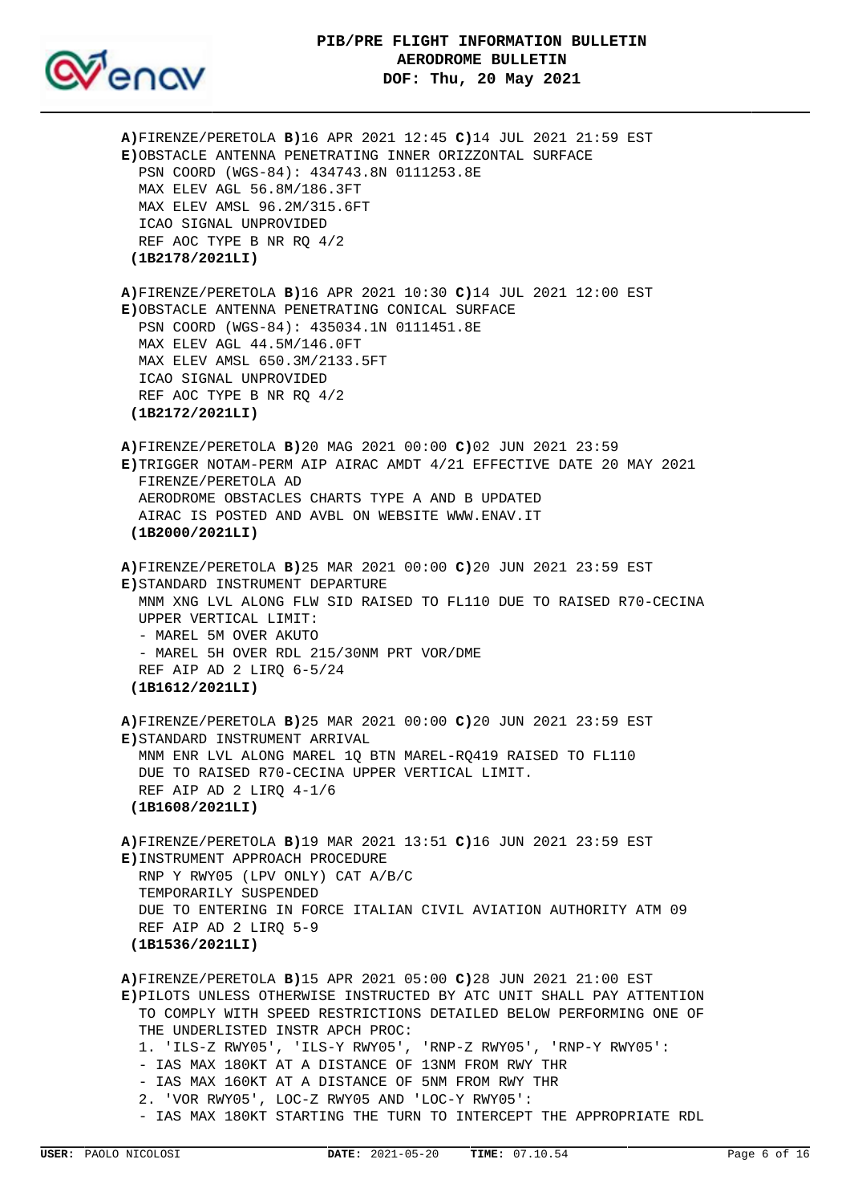**A)**FIRENZE/PERETOLA **B)**16 APR 2021 12:45 **C)**14 JUL 2021 21:59 EST
**E)**OBSTACLE ANTENNA PENETRATING INNER ORIZZONTAL SURFACE
PSN COORD (WGS-84): 434743.8N 0111253.8E
MAX ELEV AGL 56.8M/186.3FT
MAX ELEV AMSL 96.2M/315.6FT
ICAO SIGNAL UNPROVIDED
REF AOC TYPE B NR RQ 4/2
**(1B2178/2021LI)**

**A)**FIRENZE/PERETOLA **B)**16 APR 2021 10:30 **C)**14 JUL 2021 12:00 EST
**E)**OBSTACLE ANTENNA PENETRATING CONICAL SURFACE
PSN COORD (WGS-84): 435034.1N 0111451.8E
MAX ELEV AGL 44.5M/146.0FT
MAX ELEV AMSL 650.3M/2133.5FT
ICAO SIGNAL UNPROVIDED
REF AOC TYPE B NR RQ 4/2
**(1B2172/2021LI)**

**A)**FIRENZE/PERETOLA **B)**20 MAG 2021 00:00 **C)**02 JUN 2021 23:59
**E)**TRIGGER NOTAM-PERM AIP AIRAC AMDT 4/21 EFFECTIVE DATE 20 MAY 2021
FIRENZE/PERETOLA AD
AERODROME OBSTACLES CHARTS TYPE A AND B UPDATED
AIRAC IS POSTED AND AVBL ON WEBSITE WWW.ENAV.IT
**(1B2000/2021LI)**

**A)**FIRENZE/PERETOLA **B)**25 MAR 2021 00:00 **C)**20 JUN 2021 23:59 EST
**E)**STANDARD INSTRUMENT DEPARTURE
MNM XNG LVL ALONG FLW SID RAISED TO FL110 DUE TO RAISED R70-CECINA
UPPER VERTICAL LIMIT:
- MAREL 5M OVER AKUTO
- MAREL 5H OVER RDL 215/30NM PRT VOR/DME

REF AIP AD 2 LIRQ 6-5/24
**(1B1612/2021LI)**

**A)**FIRENZE/PERETOLA **B)**25 MAR 2021 00:00 **C)**20 JUN 2021 23:59 EST
**E)**STANDARD INSTRUMENT ARRIVAL
MNM ENR LVL ALONG MAREL 1Q BTN MAREL-RQ419 RAISED TO FL110
DUE TO RAISED R70-CECINA UPPER VERTICAL LIMIT.
REF AIP AD 2 LIRQ 4-1/6
**(1B1608/2021LI)**

**A)**FIRENZE/PERETOLA **B)**19 MAR 2021 13:51 **C)**16 JUN 2021 23:59 EST
**E)**INSTRUMENT APPROACH PROCEDURE
RNP Y RWY05 (LPV ONLY) CAT A/B/C
TEMPORARILY SUSPENDED
DUE TO ENTERING IN FORCE ITALIAN CIVIL AVIATION AUTHORITY ATM 09
REF AIP AD 2 LIRQ 5-9
**(1B1536/2021LI)**

**A)**FIRENZE/PERETOLA **B)**15 APR 2021 05:00 **C)**28 JUN 2021 21:00 EST
**E)**PILOTS UNLESS OTHERWISE INSTRUCTED BY ATC UNIT SHALL PAY ATTENTION
TO COMPLY WITH SPEED RESTRICTIONS DETAILED BELOW PERFORMING ONE OF
THE UNDERLISTED INSTR APCH PROC:
1. 'ILS-Z RWY05', 'ILS-Y RWY05', 'RNP-Z RWY05', 'RNP-Y RWY05':
- IAS MAX 180KT AT A DISTANCE OF 13NM FROM RWY THR
- IAS MAX 160KT AT A DISTANCE OF 5NM FROM RWY THR

2. 'VOR RWY05', LOC-Z RWY05 AND 'LOC-Y RWY05':
- IAS MAX 180KT STARTING THE TURN TO INTERCEPT THE APPROPRIATE RDL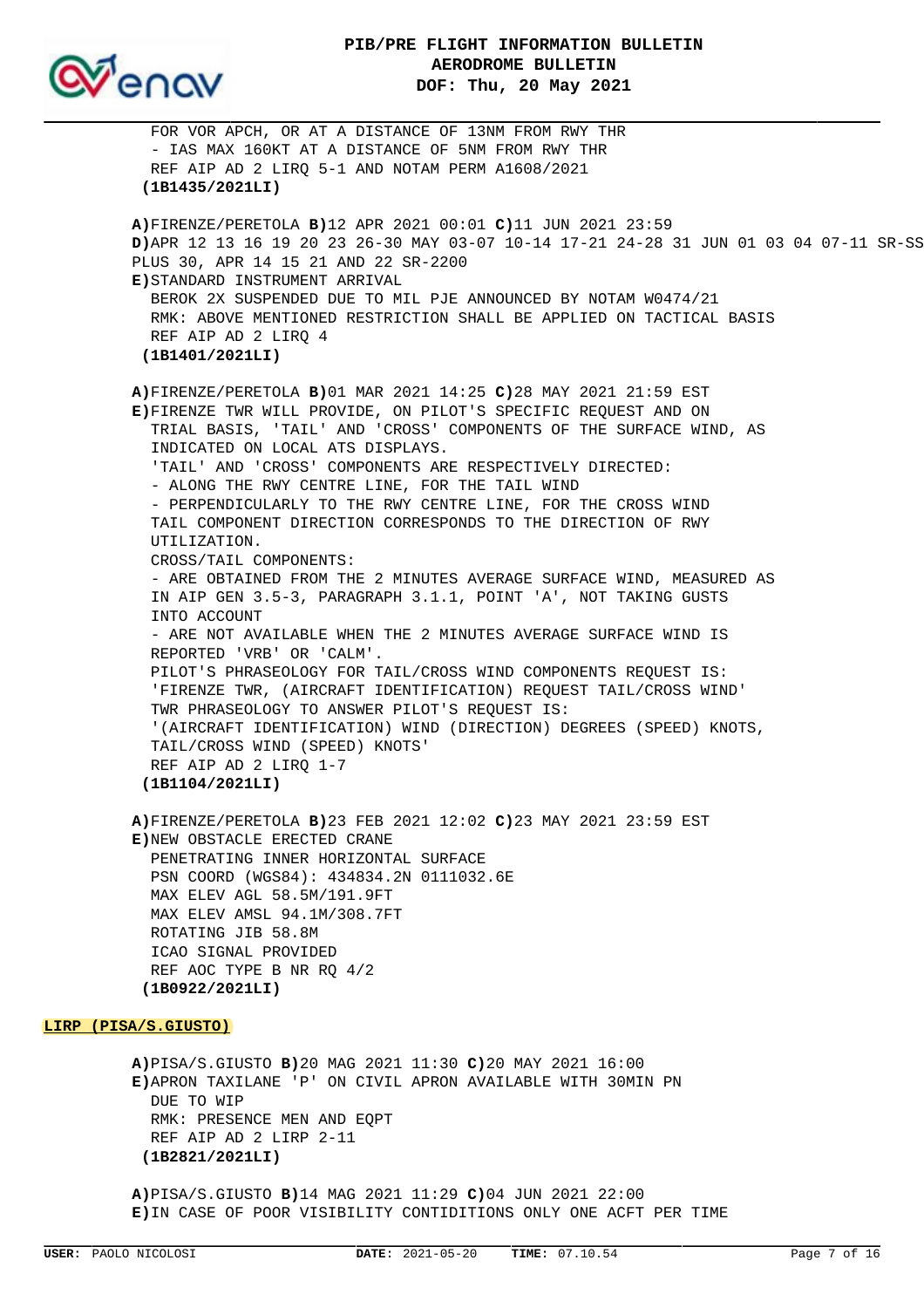FOR VOR APCH, OR AT A DISTANCE OF 13NM FROM RWY THR
- IAS MAX 160KT AT A DISTANCE OF 5NM FROM RWY THR
REF AIP AD 2 LIRQ 5-1 AND NOTAM PERM A1608/2021
**(1B1435/2021LI)**

**A)**FIRENZE/PERETOLA **B)**12 APR 2021 00:01 **C)**11 JUN 2021 23:59
**D)**APR 12 13 16 19 20 23 26-30 MAY 03-07 10-14 17-21 24-28 31 JUN 01 03 04 07-11 SR-SS PLUS 30, APR 14 15 21 AND 22 SR-2200
**E)**STANDARD INSTRUMENT ARRIVAL
BEROK 2X SUSPENDED DUE TO MIL PJE ANNOUNCED BY NOTAM W0474/21
RMK: ABOVE MENTIONED RESTRICTION SHALL BE APPLIED ON TACTICAL BASIS
REF AIP AD 2 LIRQ 4
**(1B1401/2021LI)**

**A)**FIRENZE/PERETOLA **B)**01 MAR 2021 14:25 **C)**28 MAY 2021 21:59 EST
**E)**FIRENZE TWR WILL PROVIDE, ON PILOT'S SPECIFIC REQUEST AND ON TRIAL BASIS, 'TAIL' AND 'CROSS' COMPONENTS OF THE SURFACE WIND, AS INDICATED ON LOCAL ATS DISPLAYS.
'TAIL' AND 'CROSS' COMPONENTS ARE RESPECTIVELY DIRECTED:
- ALONG THE RWY CENTRE LINE, FOR THE TAIL WIND
- PERPENDICULARLY TO THE RWY CENTRE LINE, FOR THE CROSS WIND
TAIL COMPONENT DIRECTION CORRESPONDS TO THE DIRECTION OF RWY UTILIZATION.
CROSS/TAIL COMPONENTS:
- ARE OBTAINED FROM THE 2 MINUTES AVERAGE SURFACE WIND, MEASURED AS IN AIP GEN 3.5-3, PARAGRAPH 3.1.1, POINT 'A', NOT TAKING GUSTS INTO ACCOUNT
- ARE NOT AVAILABLE WHEN THE 2 MINUTES AVERAGE SURFACE WIND IS REPORTED 'VRB' OR 'CALM'.
PILOT'S PHRASEOLOGY FOR TAIL/CROSS WIND COMPONENTS REQUEST IS:
'FIRENZE TWR, (AIRCRAFT IDENTIFICATION) REQUEST TAIL/CROSS WIND'
TWR PHRASEOLOGY TO ANSWER PILOT'S REQUEST IS:
'(AIRCRAFT IDENTIFICATION) WIND (DIRECTION) DEGREES (SPEED) KNOTS, TAIL/CROSS WIND (SPEED) KNOTS'
REF AIP AD 2 LIRQ 1-7
**(1B1104/2021LI)**

**A)**FIRENZE/PERETOLA **B)**23 FEB 2021 12:02 **C)**23 MAY 2021 23:59 EST
**E)**NEW OBSTACLE ERECTED CRANE
PENETRATING INNER HORIZONTAL SURFACE
PSN COORD (WGS84): 434834.2N 0111032.6E
MAX ELEV AGL 58.5M/191.9FT
MAX ELEV AMSL 94.1M/308.7FT
ROTATING JIB 58.8M
ICAO SIGNAL PROVIDED
REF AOC TYPE B NR RQ 4/2
**(1B0922/2021LI)**

**LIRP (PISA/S.GIUSTO)**

**A)**PISA/S.GIUSTO **B)**20 MAG 2021 11:30 **C)**20 MAY 2021 16:00
**E)**APRON TAXILANE 'P' ON CIVIL APRON AVAILABLE WITH 30MIN PN DUE TO WIP
RMK: PRESENCE MEN AND EQPT
REF AIP AD 2 LIRP 2-11
**(1B2821/2021LI)**

**A)**PISA/S.GIUSTO **B)**14 MAG 2021 11:29 **C)**04 JUN 2021 22:00
**E)**IN CASE OF POOR VISIBILITY CONTIDITIONS ONLY ONE ACFT PER TIME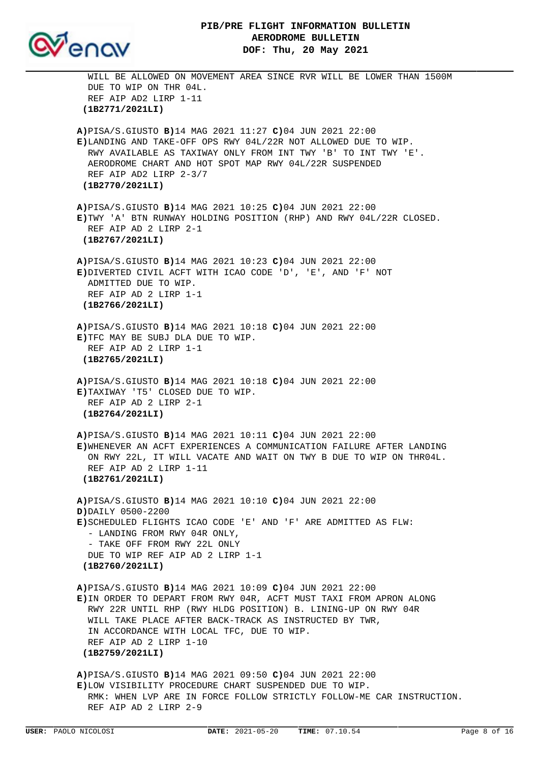WILL BE ALLOWED ON MOVEMENT AREA SINCE RVR WILL BE LOWER THAN 1500M
DUE TO WIP ON THR 04L.
REF AIP AD2 LIRP 1-11
**(1B2771/2021LI)**

**A)**PISA/S.GIUSTO **B)**14 MAG 2021 11:27 **C)**04 JUN 2021 22:00
**E)**LANDING AND TAKE-OFF OPS RWY 04L/22R NOT ALLOWED DUE TO WIP.
RWY AVAILABLE AS TAXIWAY ONLY FROM INT TWY 'B' TO INT TWY 'E'.
AERODROME CHART AND HOT SPOT MAP RWY 04L/22R SUSPENDED
REF AIP AD2 LIRP 2-3/7
**(1B2770/2021LI)**

**A)**PISA/S.GIUSTO **B)**14 MAG 2021 10:25 **C)**04 JUN 2021 22:00
**E)**TWY 'A' BTN RUNWAY HOLDING POSITION (RHP) AND RWY 04L/22R CLOSED.
REF AIP AD 2 LIRP 2-1
**(1B2767/2021LI)**

**A)**PISA/S.GIUSTO **B)**14 MAG 2021 10:23 **C)**04 JUN 2021 22:00
**E)**DIVERTED CIVIL ACFT WITH ICAO CODE 'D', 'E', AND 'F' NOT
ADMITTED DUE TO WIP.
REF AIP AD 2 LIRP 1-1
**(1B2766/2021LI)**

**A)**PISA/S.GIUSTO **B)**14 MAG 2021 10:18 **C)**04 JUN 2021 22:00
**E)**TFC MAY BE SUBJ DLA DUE TO WIP.
REF AIP AD 2 LIRP 1-1
**(1B2765/2021LI)**

**A)**PISA/S.GIUSTO **B)**14 MAG 2021 10:18 **C)**04 JUN 2021 22:00
**E)**TAXIWAY 'T5' CLOSED DUE TO WIP.
REF AIP AD 2 LIRP 2-1
**(1B2764/2021LI)**

**A)**PISA/S.GIUSTO **B)**14 MAG 2021 10:11 **C)**04 JUN 2021 22:00
**E)**WHENEVER AN ACFT EXPERIENCES A COMMUNICATION FAILURE AFTER LANDING
ON RWY 22L, IT WILL VACATE AND WAIT ON TWY B DUE TO WIP ON THR04L.
REF AIP AD 2 LIRP 1-11
**(1B2761/2021LI)**

**A)**PISA/S.GIUSTO **B)**14 MAG 2021 10:10 **C)**04 JUN 2021 22:00
**D)**DAILY 0500-2200
**E)**SCHEDULED FLIGHTS ICAO CODE 'E' AND 'F' ARE ADMITTED AS FLW:
- LANDING FROM RWY 04R ONLY,
- TAKE OFF FROM RWY 22L ONLY

DUE TO WIP REF AIP AD 2 LIRP 1-1
**(1B2760/2021LI)**

**A)**PISA/S.GIUSTO **B)**14 MAG 2021 10:09 **C)**04 JUN 2021 22:00
**E)**IN ORDER TO DEPART FROM RWY 04R, ACFT MUST TAXI FROM APRON ALONG
RWY 22R UNTIL RHP (RWY HLDG POSITION) B. LINING-UP ON RWY 04R
WILL TAKE PLACE AFTER BACK-TRACK AS INSTRUCTED BY TWR,
IN ACCORDANCE WITH LOCAL TFC, DUE TO WIP.
REF AIP AD 2 LIRP 1-10
**(1B2759/2021LI)**

**A)**PISA/S.GIUSTO **B)**14 MAG 2021 09:50 **C)**04 JUN 2021 22:00
**E)**LOW VISIBILITY PROCEDURE CHART SUSPENDED DUE TO WIP.
RMK: WHEN LVP ARE IN FORCE FOLLOW STRICTLY FOLLOW-ME CAR INSTRUCTION.
REF AIP AD 2 LIRP 2-9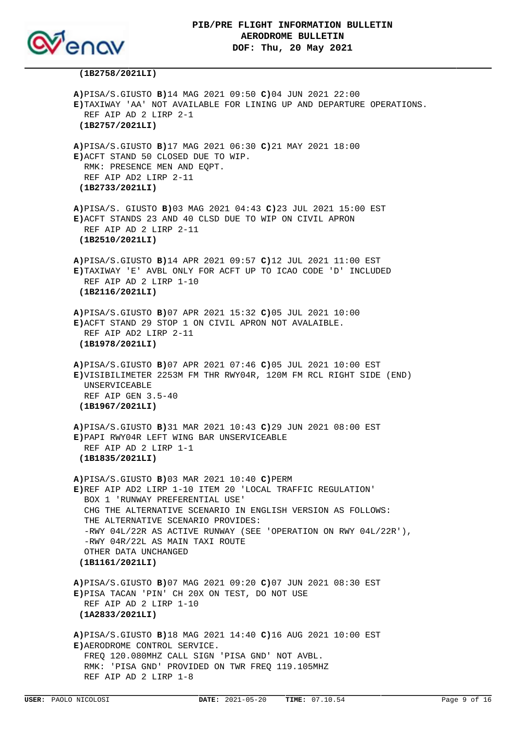**(1B2758/2021LI)**

**A)**PISA/S.GIUSTO **B)**14 MAG 2021 09:50 **C)**04 JUN 2021 22:00
**E)**TAXIWAY 'AA' NOT AVAILABLE FOR LINING UP AND DEPARTURE OPERATIONS.
REF AIP AD 2 LIRP 2-1

**(1B2757/2021LI)**

**A)**PISA/S.GIUSTO **B)**17 MAG 2021 06:30 **C)**21 MAY 2021 18:00
**E)**ACFT STAND 50 CLOSED DUE TO WIP.
RMK: PRESENCE MEN AND EQPT.
REF AIP AD2 LIRP 2-11

**(1B2733/2021LI)**

**A)**PISA/S. GIUSTO **B)**03 MAG 2021 04:43 **C)**23 JUL 2021 15:00 EST
**E)**ACFT STANDS 23 AND 40 CLSD DUE TO WIP ON CIVIL APRON
REF AIP AD 2 LIRP 2-11

**(1B2510/2021LI)**

**A)**PISA/S.GIUSTO **B)**14 APR 2021 09:57 **C)**12 JUL 2021 11:00 EST
**E)**TAXIWAY 'E' AVBL ONLY FOR ACFT UP TO ICAO CODE 'D' INCLUDED
REF AIP AD 2 LIRP 1-10

**(1B2116/2021LI)**

**A)**PISA/S.GIUSTO **B)**07 APR 2021 15:32 **C)**05 JUL 2021 10:00
**E)**ACFT STAND 29 STOP 1 ON CIVIL APRON NOT AVALAIBLE.
REF AIP AD2 LIRP 2-11

**(1B1978/2021LI)**

**A)**PISA/S.GIUSTO **B)**07 APR 2021 07:46 **C)**05 JUL 2021 10:00 EST
**E)**VISIBILIMETER 2253M FM THR RWY04R, 120M FM RCL RIGHT SIDE (END)
UNSERVICEABLE
REF AIP GEN 3.5-40

**(1B1967/2021LI)**

**A)**PISA/S.GIUSTO **B)**31 MAR 2021 10:43 **C)**29 JUN 2021 08:00 EST
**E)**PAPI RWY04R LEFT WING BAR UNSERVICEABLE
REF AIP AD 2 LIRP 1-1

**(1B1835/2021LI)**

**A)**PISA/S.GIUSTO **B)**03 MAR 2021 10:40 **C)**PERM
**E)**REF AIP AD2 LIRP 1-10 ITEM 20 'LOCAL TRAFFIC REGULATION'
BOX 1 'RUNWAY PREFERENTIAL USE'
CHG THE ALTERNATIVE SCENARIO IN ENGLISH VERSION AS FOLLOWS:
THE ALTERNATIVE SCENARIO PROVIDES:
-RWY 04L/22R AS ACTIVE RUNWAY (SEE 'OPERATION ON RWY 04L/22R'),
-RWY 04R/22L AS MAIN TAXI ROUTE
OTHER DATA UNCHANGED

**(1B1161/2021LI)**

**A)**PISA/S.GIUSTO **B)**07 MAG 2021 09:20 **C)**07 JUN 2021 08:30 EST
**E)**PISA TACAN 'PIN' CH 20X ON TEST, DO NOT USE
REF AIP AD 2 LIRP 1-10

**(1A2833/2021LI)**

**A)**PISA/S.GIUSTO **B)**18 MAG 2021 14:40 **C)**16 AUG 2021 10:00 EST
**E)**AERODROME CONTROL SERVICE.
FREQ 120.080MHZ CALL SIGN 'PISA GND' NOT AVBL.
RMK: 'PISA GND' PROVIDED ON TWR FREQ 119.105MHZ
REF AIP AD 2 LIRP 1-8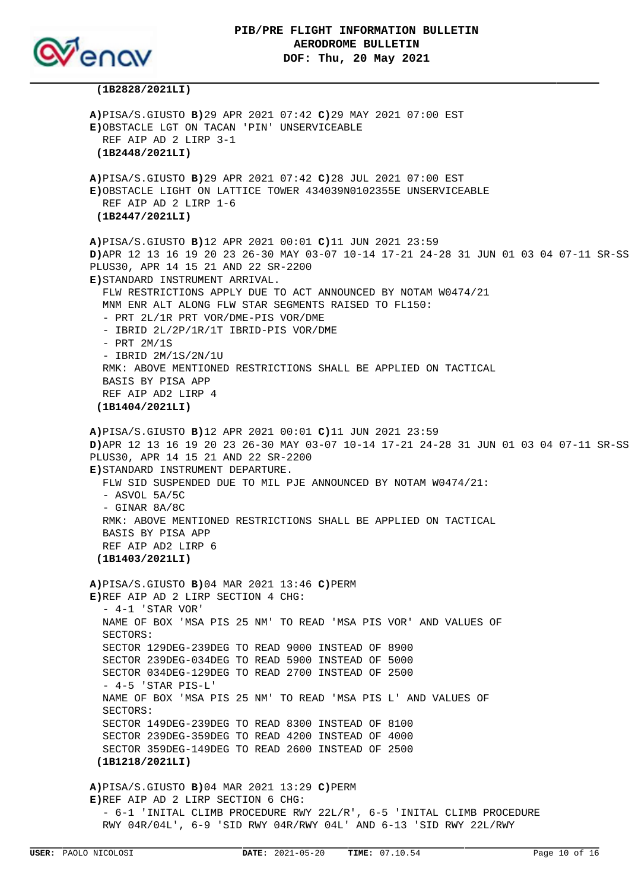**(1B2828/2021LI)**

**A)**PISA/S.GIUSTO **B)**29 APR 2021 07:42 **C)**29 MAY 2021 07:00 EST
**E)**OBSTACLE LGT ON TACAN 'PIN' UNSERVICEABLE
REF AIP AD 2 LIRP 3-1
**(1B2448/2021LI)**

**A)**PISA/S.GIUSTO **B)**29 APR 2021 07:42 **C)**28 JUL 2021 07:00 EST
**E)**OBSTACLE LIGHT ON LATTICE TOWER 434039N0102355E UNSERVICEABLE
REF AIP AD 2 LIRP 1-6
**(1B2447/2021LI)**

**A)**PISA/S.GIUSTO **B)**12 APR 2021 00:01 **C)**11 JUN 2021 23:59
**D)**APR 12 13 16 19 20 23 26-30 MAY 03-07 10-14 17-21 24-28 31 JUN 01 03 04 07-11 SR-SS PLUS30, APR 14 15 20 AND 22 SR-2200
**E)**STANDARD INSTRUMENT ARRIVAL.
FLW RESTRICTIONS APPLY DUE TO ACT ANNOUNCED BY NOTAM W0474/21
MNM ENR ALT ALONG FLW STAR SEGMENTS RAISED TO FL150:
- PRT 2L/1R PRT VOR/DME-PIS VOR/DME
- IBRID 2L/2P/1R/1T IBRID-PIS VOR/DME
- PRT 2M/1S
- IBRID 2M/1S/2N/1U

RMK: ABOVE MENTIONED RESTRICTIONS SHALL BE APPLIED ON TACTICAL BASIS BY PISA APP
REF AIP AD2 LIRP 4
**(1B1404/2021LI)**

**A)**PISA/S.GIUSTO **B)**12 APR 2021 00:01 **C)**11 JUN 2021 23:59
**D)**APR 12 13 16 19 20 23 26-30 MAY 03-07 10-14 17-21 24-28 31 JUN 01 03 04 07-11 SR-SS PLUS30, APR 14 15 21 AND 22 SR-2200
**E)**STANDARD INSTRUMENT DEPARTURE.
FLW SID SUSPENDED DUE TO MIL PJE ANNOUNCED BY NOTAM W0474/21:
- ASVOL 5A/5C
- GINAR 8A/8C

RMK: ABOVE MENTIONED RESTRICTIONS SHALL BE APPLIED ON TACTICAL BASIS BY PISA APP
REF AIP AD2 LIRP 6
**(1B1403/2021LI)**

**A)**PISA/S.GIUSTO **B)**04 MAR 2021 13:46 **C)**PERM
**E)**REF AIP AD 2 LIRP SECTION 4 CHG:
- 4-1 'STAR VOR'

NAME OF BOX 'MSA PIS 25 NM' TO READ 'MSA PIS VOR' AND VALUES OF SECTORS:
SECTOR 129DEG-239DEG TO READ 9000 INSTEAD OF 8900
SECTOR 239DEG-034DEG TO READ 5900 INSTEAD OF 5000
SECTOR 034DEG-129DEG TO READ 2700 INSTEAD OF 2500
- 4-5 'STAR PIS-L'

NAME OF BOX 'MSA PIS 25 NM' TO READ 'MSA PIS L' AND VALUES OF SECTORS:
SECTOR 149DEG-239DEG TO READ 8300 INSTEAD OF 8100
SECTOR 239DEG-359DEG TO READ 4200 INSTEAD OF 4000
SECTOR 359DEG-149DEG TO READ 2600 INSTEAD OF 2500
**(1B1218/2021LI)**

**A)**PISA/S.GIUSTO **B)**04 MAR 2021 13:29 **C)**PERM
**E)**REF AIP AD 2 LIRP SECTION 6 CHG:
- 6-1 'INITAL CLIMB PROCEDURE RWY 22L/R', 6-5 'INITAL CLIMB PROCEDURE RWY 04R/04L', 6-9 'SID RWY 04R/RWY 04L' AND 6-13 'SID RWY 22L/RWY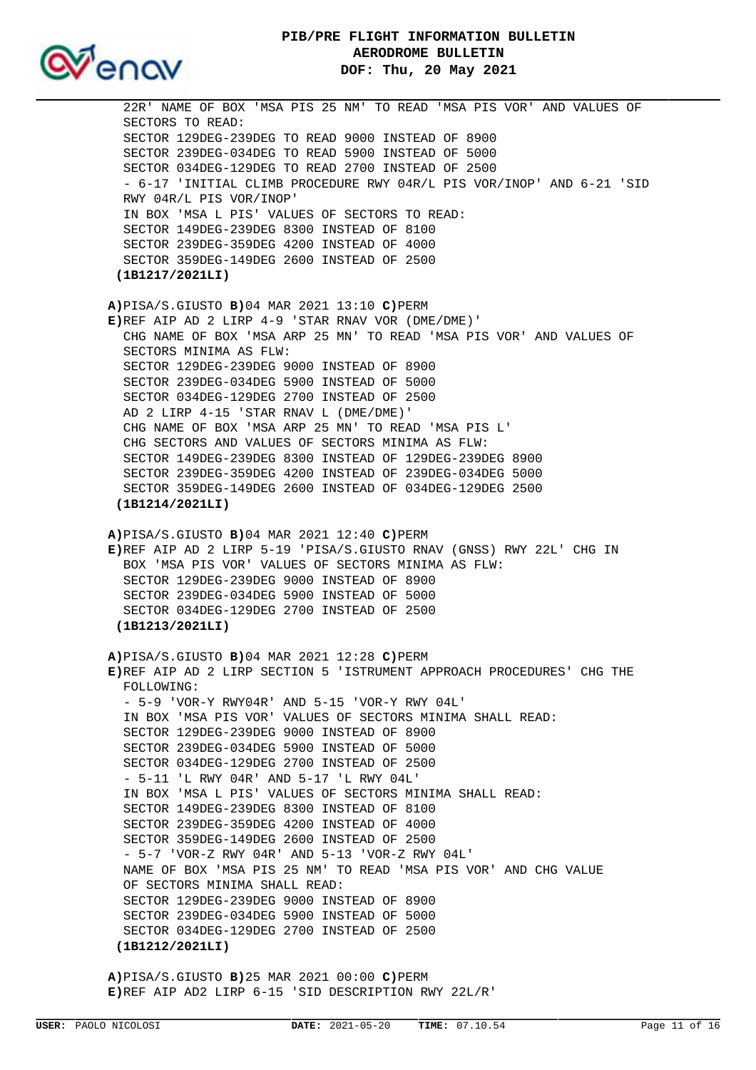22R' NAME OF BOX 'MSA PIS 25 NM' TO READ 'MSA PIS VOR' AND VALUES OF SECTORS TO READ:
SECTOR 129DEG-239DEG TO READ 9000 INSTEAD OF 8900
SECTOR 239DEG-034DEG TO READ 5900 INSTEAD OF 5000
SECTOR 034DEG-129DEG TO READ 2700 INSTEAD OF 2500
- 6-17 'INITIAL CLIMB PROCEDURE RWY 04R/L PIS VOR/INOP' AND 6-21 'SID RWY 04R/L PIS VOR/INOP'
IN BOX 'MSA L PIS' VALUES OF SECTORS TO READ:
SECTOR 149DEG-239DEG 8300 INSTEAD OF 8100
SECTOR 239DEG-359DEG 4200 INSTEAD OF 4000
SECTOR 359DEG-149DEG 2600 INSTEAD OF 2500
**(1B1217/2021LI)**

**A)**PISA/S.GIUSTO **B)**04 MAR 2021 13:10 **C)**PERM
**E)**REF AIP AD 2 LIRP 4-9 'STAR RNAV VOR (DME/DME)'
CHG NAME OF BOX 'MSA ARP 25 MN' TO READ 'MSA PIS VOR' AND VALUES OF SECTORS MINIMA AS FLW:
SECTOR 129DEG-239DEG 9000 INSTEAD OF 8900
SECTOR 239DEG-034DEG 5900 INSTEAD OF 5000
SECTOR 034DEG-129DEG 2700 INSTEAD OF 2500
AD 2 LIRP 4-15 'STAR RNAV L (DME/DME)'
CHG NAME OF BOX 'MSA ARP 25 MN' TO READ 'MSA PIS L'
CHG SECTORS AND VALUES OF SECTORS MINIMA AS FLW:
SECTOR 149DEG-239DEG 8300 INSTEAD OF 129DEG-239DEG 8900
SECTOR 239DEG-359DEG 4200 INSTEAD OF 239DEG-034DEG 5000
SECTOR 359DEG-149DEG 2600 INSTEAD OF 034DEG-129DEG 2500
**(1B1214/2021LI)**

**A)**PISA/S.GIUSTO **B)**04 MAR 2021 12:40 **C)**PERM
**E)**REF AIP AD 2 LIRP 5-19 'PISA/S.GIUSTO RNAV (GNSS) RWY 22L' CHG IN BOX 'MSA PIS VOR' VALUES OF SECTORS MINIMA AS FLW:
SECTOR 129DEG-239DEG 9000 INSTEAD OF 8900
SECTOR 239DEG-034DEG 5900 INSTEAD OF 5000
SECTOR 034DEG-129DEG 2700 INSTEAD OF 2500
**(1B1213/2021LI)**

**A)**PISA/S.GIUSTO **B)**04 MAR 2021 12:28 **C)**PERM
**E)**REF AIP AD 2 LIRP SECTION 5 'ISTRUMENT APPROACH PROCEDURES' CHG THE FOLLOWING:
- 5-9 'VOR-Y RWY04R' AND 5-15 'VOR-Y RWY 04L'
IN BOX 'MSA PIS VOR' VALUES OF SECTORS MINIMA SHALL READ:
SECTOR 129DEG-239DEG 9000 INSTEAD OF 8900
SECTOR 239DEG-034DEG 5900 INSTEAD OF 5000
SECTOR 034DEG-129DEG 2700 INSTEAD OF 2500
- 5-11 'L RWY 04R' AND 5-17 'L RWY 04L'
IN BOX 'MSA L PIS' VALUES OF SECTORS MINIMA SHALL READ:
SECTOR 149DEG-239DEG 8300 INSTEAD OF 8100
SECTOR 239DEG-359DEG 4200 INSTEAD OF 4000
SECTOR 359DEG-149DEG 2600 INSTEAD OF 2500
- 5-7 'VOR-Z RWY 04R' AND 5-13 'VOR-Z RWY 04L'
NAME OF BOX 'MSA PIS 25 NM' TO READ 'MSA PIS VOR' AND CHG VALUE OF SECTORS MINIMA SHALL READ:
SECTOR 129DEG-239DEG 9000 INSTEAD OF 8900
SECTOR 239DEG-034DEG 5900 INSTEAD OF 5000
SECTOR 034DEG-129DEG 2700 INSTEAD OF 2500
**(1B1212/2021LI)**

**A)**PISA/S.GIUSTO **B)**25 MAR 2021 00:00 **C)**PERM
**E)**REF AIP AD2 LIRP 6-15 'SID DESCRIPTION RWY 22L/R'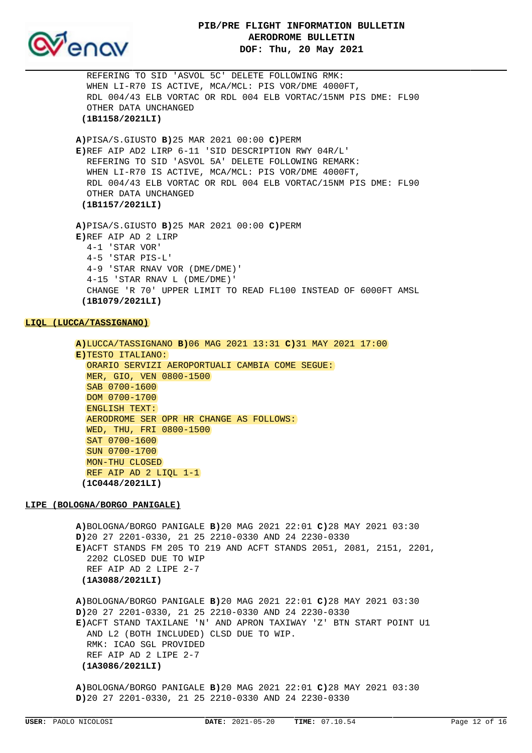REFERING TO SID 'ASVOL 5C' DELETE FOLLOWING RMK:
WHEN LI-R70 IS ACTIVE, MCA/MCL: PIS VOR/DME 4000FT,
RDL 004/43 ELB VORTAC OR RDL 004 ELB VORTAC/15NM PIS DME: FL90
OTHER DATA UNCHANGED
**(1B1158/2021LI)**

**A)**PISA/S.GIUSTO **B)**25 MAR 2021 00:00 **C)**PERM
**E)**REF AIP AD2 LIRP 6-11 'SID DESCRIPTION RWY 04R/L'
REFERING TO SID 'ASVOL 5A' DELETE FOLLOWING REMARK:
WHEN LI-R70 IS ACTIVE, MCA/MCL: PIS VOR/DME 4000FT,
RDL 004/43 ELB VORTAC OR RDL 004 ELB VORTAC/15NM PIS DME: FL90
OTHER DATA UNCHANGED
**(1B1157/2021LI)**

**A)**PISA/S.GIUSTO **B)**25 MAR 2021 00:00 **C)**PERM
**E)**REF AIP AD 2 LIRP
4-1 'STAR VOR'
4-5 'STAR PIS-L'
4-9 'STAR RNAV VOR (DME/DME)'
4-15 'STAR RNAV L (DME/DME)'
CHANGE 'R 70' UPPER LIMIT TO READ FL100 INSTEAD OF 6000FT AMSL
**(1B1079/2021LI)**

**LIQL (LUCCA/TASSIGNANO)**

**A)**LUCCA/TASSIGNANO **B)**06 MAG 2021 13:31 **C)**31 MAY 2021 17:00
**E)**TESTO ITALIANO:
ORARIO SERVIZI AEROPORTUALI CAMBIA COME SEGUE:
MER, GIO, VEN 0800-1500
SAB 0700-1600
DOM 0700-1700
ENGLISH TEXT:
AERODROME SER OPR HR CHANGE AS FOLLOWS:
WED, THU, FRI 0800-1500
SAT 0700-1600
SUN 0700-1700
MON-THU CLOSED
REF AIP AD 2 LIQL 1-1
**(1C0448/2021LI)**

**LIPE (BOLOGNA/BORGO PANIGALE)**

**A)**BOLOGNA/BORGO PANIGALE **B)**20 MAG 2021 22:01 **C)**28 MAY 2021 03:30
**D)**20 27 2201-0330, 21 25 2210-0330 AND 24 2230-0330
**E)**ACFT STANDS FM 205 TO 219 AND ACFT STANDS 2051, 2081, 2151, 2201,
2202 CLOSED DUE TO WIP
REF AIP AD 2 LIPE 2-7
**(1A3088/2021LI)**

**A)**BOLOGNA/BORGO PANIGALE **B)**20 MAG 2021 22:01 **C)**28 MAY 2021 03:30
**D)**20 27 2201-0330, 21 25 2210-0330 AND 24 2230-0330
**E)**ACFT STAND TAXILANE 'N' AND APRON TAXIWAY 'Z' BTN START POINT U1
AND L2 (BOTH INCLUDED) CLSD DUE TO WIP.
RMK: ICAO SGL PROVIDED
REF AIP AD 2 LIPE 2-7
**(1A3086/2021LI)**

**A)**BOLOGNA/BORGO PANIGALE **B)**20 MAG 2021 22:01 **C)**28 MAY 2021 03:30
**D)**20 27 2201-0330, 21 25 2210-0330 AND 24 2230-0330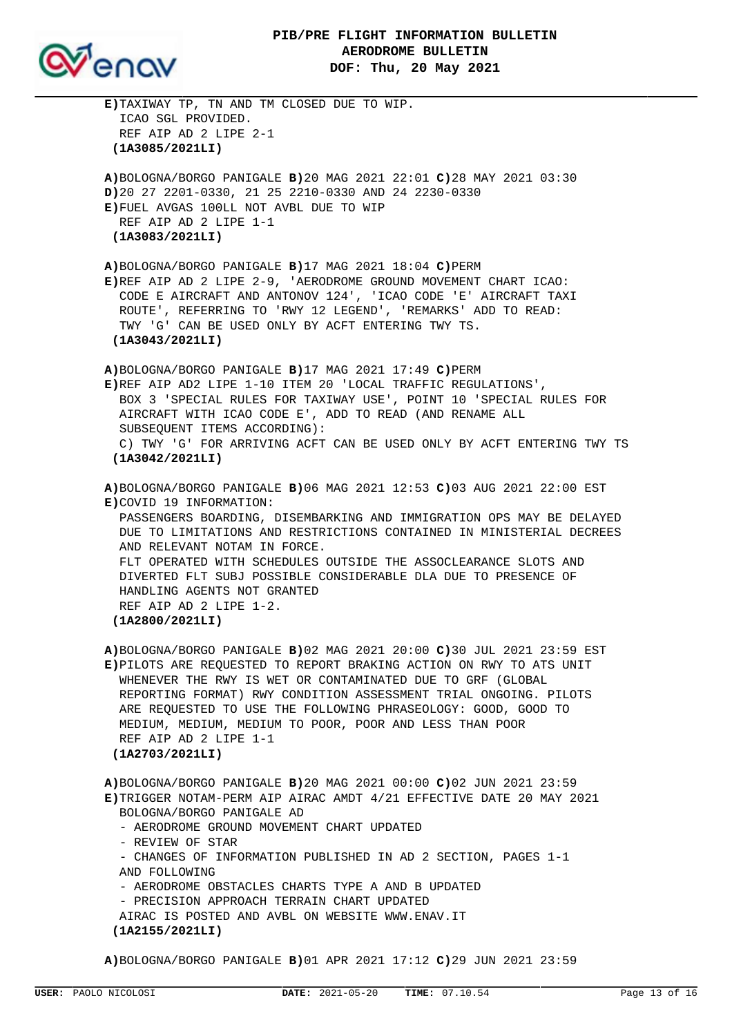**E)**TAXIWAY TP, TN AND TM CLOSED DUE TO WIP.
ICAO SGL PROVIDED.
REF AIP AD 2 LIPE 2-1
**(1A3085/2021LI)**

**A)**BOLOGNA/BORGO PANIGALE **B)**20 MAG 2021 22:01 **C)**28 MAY 2021 03:30
**D)**20 27 2201-0330, 21 25 2210-0330 AND 24 2230-0330
**E)**FUEL AVGAS 100LL NOT AVBL DUE TO WIP
REF AIP AD 2 LIPE 1-1
**(1A3083/2021LI)**

**A)**BOLOGNA/BORGO PANIGALE **B)**17 MAG 2021 18:04 **C)**PERM
**E)**REF AIP AD 2 LIPE 2-9, 'AERODROME GROUND MOVEMENT CHART ICAO: CODE E AIRCRAFT AND ANTONOV 124', 'ICAO CODE 'E' AIRCRAFT TAXI ROUTE', REFERRING TO 'RWY 12 LEGEND', 'REMARKS' ADD TO READ:
TWY 'G' CAN BE USED ONLY BY ACFT ENTERING TWY TS.
**(1A3043/2021LI)**

**A)**BOLOGNA/BORGO PANIGALE **B)**17 MAG 2021 17:49 **C)**PERM
**E)**REF AIP AD2 LIPE 1-10 ITEM 20 'LOCAL TRAFFIC REGULATIONS', BOX 3 'SPECIAL RULES FOR TAXIWAY USE', POINT 10 'SPECIAL RULES FOR AIRCRAFT WITH ICAO CODE E', ADD TO READ (AND RENAME ALL SUBSEQUENT ITEMS ACCORDING):
C) TWY 'G' FOR ARRIVING ACFT CAN BE USED ONLY BY ACFT ENTERING TWY TS
**(1A3042/2021LI)**

**A)**BOLOGNA/BORGO PANIGALE **B)**06 MAG 2021 12:53 **C)**03 AUG 2021 22:00 EST
**E)**COVID 19 INFORMATION:
PASSENGERS BOARDING, DISEMBARKING AND IMMIGRATION OPS MAY BE DELAYED DUE TO LIMITATIONS AND RESTRICTIONS CONTAINED IN MINISTERIAL DECREES AND RELEVANT NOTAM IN FORCE.
FLT OPERATED WITH SCHEDULES OUTSIDE THE ASSOCLEARANCE SLOTS AND DIVERTED FLT SUBJ POSSIBLE CONSIDERABLE DLA DUE TO PRESENCE OF HANDLING AGENTS NOT GRANTED
REF AIP AD 2 LIPE 1-2.
**(1A2800/2021LI)**

**A)**BOLOGNA/BORGO PANIGALE **B)**02 MAG 2021 20:00 **C)**30 JUL 2021 23:59 EST
**E)**PILOTS ARE REQUESTED TO REPORT BRAKING ACTION ON RWY TO ATS UNIT WHENEVER THE RWY IS WET OR CONTAMINATED DUE TO GRF (GLOBAL REPORTING FORMAT) RWY CONDITION ASSESSMENT TRIAL ONGOING. PILOTS ARE REQUESTED TO USE THE FOLLOWING PHRASEOLOGY: GOOD, GOOD TO MEDIUM, MEDIUM, MEDIUM TO POOR, POOR AND LESS THAN POOR
REF AIP AD 2 LIPE 1-1
**(1A2703/2021LI)**

**A)**BOLOGNA/BORGO PANIGALE **B)**20 MAG 2021 00:00 **C)**02 JUN 2021 23:59
**E)**TRIGGER NOTAM-PERM AIP AIRAC AMDT 4/21 EFFECTIVE DATE 20 MAY 2021
BOLOGNA/BORGO PANIGALE AD
- AERODROME GROUND MOVEMENT CHART UPDATED
- REVIEW OF STAR
- CHANGES OF INFORMATION PUBLISHED IN AD 2 SECTION, PAGES 1-1 AND FOLLOWING
- AERODROME OBSTACLES CHARTS TYPE A AND B UPDATED
- PRECISION APPROACH TERRAIN CHART UPDATED

AIRAC IS POSTED AND AVBL ON WEBSITE WWW.ENAV.IT
**(1A2155/2021LI)**

**A)**BOLOGNA/BORGO PANIGALE **B)**01 APR 2021 17:12 **C)**29 JUN 2021 23:59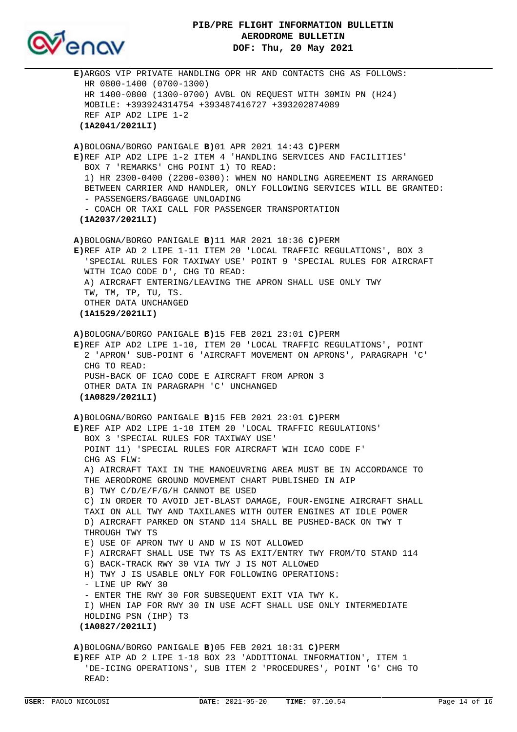**E)**ARGOS VIP PRIVATE HANDLING OPR HR AND CONTACTS CHG AS FOLLOWS:
HR 0800-1400 (0700-1300)
HR 1400-0800 (1300-0700) AVBL ON REQUEST WITH 30MIN PN (H24)
MOBILE: +393924314754 +393487416727 +393202874089
REF AIP AD2 LIPE 1-2
**(1A2041/2021LI)**

**A)**BOLOGNA/BORGO PANIGALE **B)**01 APR 2021 14:43 **C)**PERM
**E)**REF AIP AD2 LIPE 1-2 ITEM 4 'HANDLING SERVICES AND FACILITIES'
BOX 7 'REMARKS' CHG POINT 1) TO READ:
1) HR 2300-0400 (2200-0300): WHEN NO HANDLING AGREEMENT IS ARRANGED BETWEEN CARRIER AND HANDLER, ONLY FOLLOWING SERVICES WILL BE GRANTED:
- PASSENGERS/BAGGAGE UNLOADING
- COACH OR TAXI CALL FOR PASSENGER TRANSPORTATION
**(1A2037/2021LI)**

**A)**BOLOGNA/BORGO PANIGALE **B)**11 MAR 2021 18:36 **C)**PERM
**E)**REF AIP AD 2 LIPE 1-11 ITEM 20 'LOCAL TRAFFIC REGULATIONS', BOX 3 'SPECIAL RULES FOR TAXIWAY USE' POINT 9 'SPECIAL RULES FOR AIRCRAFT WITH ICAO CODE D', CHG TO READ:
A) AIRCRAFT ENTERING/LEAVING THE APRON SHALL USE ONLY TWY TW, TM, TP, TU, TS.
OTHER DATA UNCHANGED
**(1A1529/2021LI)**

**A)**BOLOGNA/BORGO PANIGALE **B)**15 FEB 2021 23:01 **C)**PERM
**E)**REF AIP AD2 LIPE 1-10, ITEM 20 'LOCAL TRAFFIC REGULATIONS', POINT 2 'APRON' SUB-POINT 6 'AIRCRAFT MOVEMENT ON APRONS', PARAGRAPH 'C' CHG TO READ:
PUSH-BACK OF ICAO CODE E AIRCRAFT FROM APRON 3
OTHER DATA IN PARAGRAPH 'C' UNCHANGED
**(1A0829/2021LI)**

**A)**BOLOGNA/BORGO PANIGALE **B)**15 FEB 2021 23:01 **C)**PERM
**E)**REF AIP AD2 LIPE 1-10 ITEM 20 'LOCAL TRAFFIC REGULATIONS'
BOX 3 'SPECIAL RULES FOR TAXIWAY USE'
POINT 11) 'SPECIAL RULES FOR AIRCRAFT WIH ICAO CODE F'
CHG AS FLW:
A) AIRCRAFT TAXI IN THE MANOEUVRING AREA MUST BE IN ACCORDANCE TO THE AERODROME GROUND MOVEMENT CHART PUBLISHED IN AIP
B) TWY C/D/E/F/G/H CANNOT BE USED
C) IN ORDER TO AVOID JET-BLAST DAMAGE, FOUR-ENGINE AIRCRAFT SHALL TAXI ON ALL TWY AND TAXILANES WITH OUTER ENGINES AT IDLE POWER
D) AIRCRAFT PARKED ON STAND 114 SHALL BE PUSHED-BACK ON TWY T THROUGH TWY TS
E) USE OF APRON TWY U AND W IS NOT ALLOWED
F) AIRCRAFT SHALL USE TWY TS AS EXIT/ENTRY TWY FROM/TO STAND 114
G) BACK-TRACK RWY 30 VIA TWY J IS NOT ALLOWED
H) TWY J IS USABLE ONLY FOR FOLLOWING OPERATIONS:
- LINE UP RWY 30
- ENTER THE RWY 30 FOR SUBSEQUENT EXIT VIA TWY K.
I) WHEN IAP FOR RWY 30 IN USE ACFT SHALL USE ONLY INTERMEDIATE HOLDING PSN (IHP) T3
**(1A0827/2021LI)**

**A)**BOLOGNA/BORGO PANIGALE **B)**05 FEB 2021 18:31 **C)**PERM
**E)**REF AIP AD 2 LIPE 1-18 BOX 23 'ADDITIONAL INFORMATION', ITEM 1 'DE-ICING OPERATIONS', SUB ITEM 2 'PROCEDURES', POINT 'G' CHG TO READ: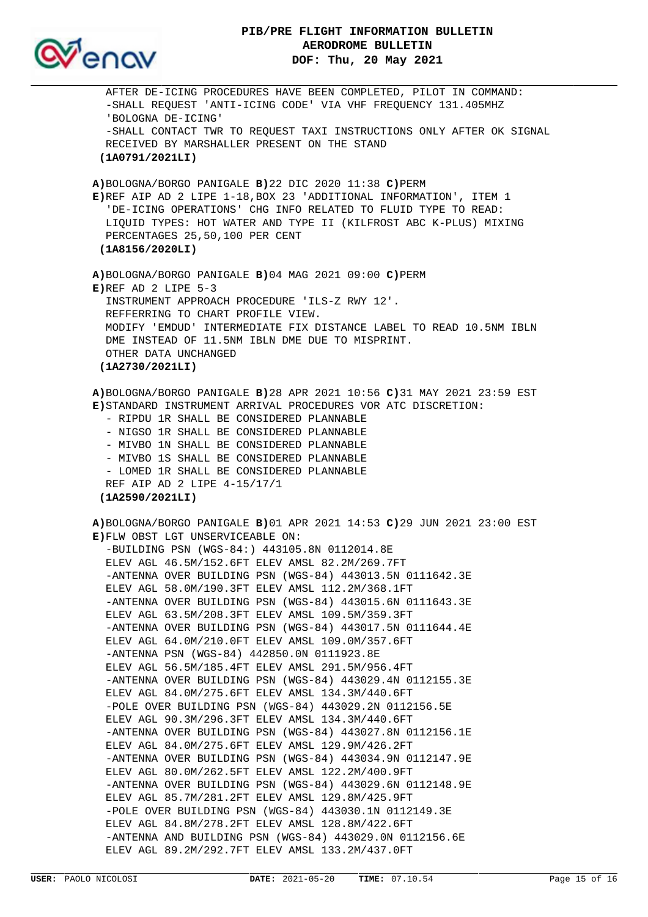AFTER DE-ICING PROCEDURES HAVE BEEN COMPLETED, PILOT IN COMMAND:
-SHALL REQUEST 'ANTI-ICING CODE' VIA VHF FREQUENCY 131.405MHZ
'BOLOGNA DE-ICING'
-SHALL CONTACT TWR TO REQUEST TAXI INSTRUCTIONS ONLY AFTER OK SIGNAL
RECEIVED BY MARSHALLER PRESENT ON THE STAND

**(1A0791/2021LI)**

**A)** BOLOGNA/BORGO PANIGALE **B)** 22 DIC 2020 11:38 **C)** PERM
**E)** REF AIP AD 2 LIPE 1-18,BOX 23 'ADDITIONAL INFORMATION', ITEM 1
'DE-ICING OPERATIONS' CHG INFO RELATED TO FLUID TYPE TO READ:
LIQUID TYPES: HOT WATER AND TYPE II (KILFROST ABC K-PLUS) MIXING
PERCENTAGES 25,50,100 PER CENT

**(1A8156/2020LI)**

**A)** BOLOGNA/BORGO PANIGALE **B)** 04 MAG 2021 09:00 **C)** PERM
**E)** REF AD 2 LIPE 5-3
INSTRUMENT APPROACH PROCEDURE 'ILS-Z RWY 12'.
REFFERRING TO CHART PROFILE VIEW.
MODIFY 'EMDUD' INTERMEDIATE FIX DISTANCE LABEL TO READ 10.5NM IBLN
DME INSTEAD OF 11.5NM IBLN DME DUE TO MISPRINT.
OTHER DATA UNCHANGED

**(1A2730/2021LI)**

**A)** BOLOGNA/BORGO PANIGALE **B)** 28 APR 2021 10:56 **C)** 31 MAY 2021 23:59 EST
**E)** STANDARD INSTRUMENT ARRIVAL PROCEDURES VOR ATC DISCRETION:
- RIPDU 1R SHALL BE CONSIDERED PLANNABLE
- NIGSO 1R SHALL BE CONSIDERED PLANNABLE
- MIVBO 1N SHALL BE CONSIDERED PLANNABLE
- MIVBO 1S SHALL BE CONSIDERED PLANNABLE
- LOMED 1R SHALL BE CONSIDERED PLANNABLE

REF AIP AD 2 LIPE 4-15/17/1

**(1A2590/2021LI)**

**A)** BOLOGNA/BORGO PANIGALE **B)** 01 APR 2021 14:53 **C)** 29 JUN 2021 23:00 EST
**E)** FLW OBST LGT UNSERVICEABLE ON:
-BUILDING PSN (WGS-84:) 443105.8N 0112014.8E
ELEV AGL 46.5M/152.6FT ELEV AMSL 82.2M/269.7FT
-ANTENNA OVER BUILDING PSN (WGS-84) 443013.5N 0111642.3E
ELEV AGL 58.0M/190.3FT ELEV AMSL 112.2M/368.1FT
-ANTENNA OVER BUILDING PSN (WGS-84) 443015.6N 0111643.3E
ELEV AGL 63.5M/208.3FT ELEV AMSL 109.5M/359.3FT
-ANTENNA OVER BUILDING PSN (WGS-84) 443017.5N 0111644.4E
ELEV AGL 64.0M/210.0FT ELEV AMSL 109.0M/357.6FT
-ANTENNA PSN (WGS-84) 442850.0N 0111923.8E
ELEV AGL 56.5M/185.4FT ELEV AMSL 291.5M/956.4FT
-ANTENNA OVER BUILDING PSN (WGS-84) 443029.4N 0112155.3E
ELEV AGL 84.0M/275.6FT ELEV AMSL 134.3M/440.6FT
-POLE OVER BUILDING PSN (WGS-84) 443029.2N 0112156.5E
ELEV AGL 90.3M/296.3FT ELEV AMSL 134.3M/440.6FT
-ANTENNA OVER BUILDING PSN (WGS-84) 443027.8N 0112156.1E
ELEV AGL 84.0M/275.6FT ELEV AMSL 129.9M/426.2FT
-ANTENNA OVER BUILDING PSN (WGS-84) 443034.9N 0112147.9E
ELEV AGL 80.0M/262.5FT ELEV AMSL 122.2M/400.9FT
-ANTENNA OVER BUILDING PSN (WGS-84) 443029.6N 0112148.9E
ELEV AGL 85.7M/281.2FT ELEV AMSL 129.8M/425.9FT
-POLE OVER BUILDING PSN (WGS-84) 443030.1N 0112149.3E
ELEV AGL 84.8M/278.2FT ELEV AMSL 128.8M/422.6FT
-ANTENNA AND BUILDING PSN (WGS-84) 443029.0N 0112156.6E
ELEV AGL 89.2M/292.7FT ELEV AMSL 133.2M/437.0FT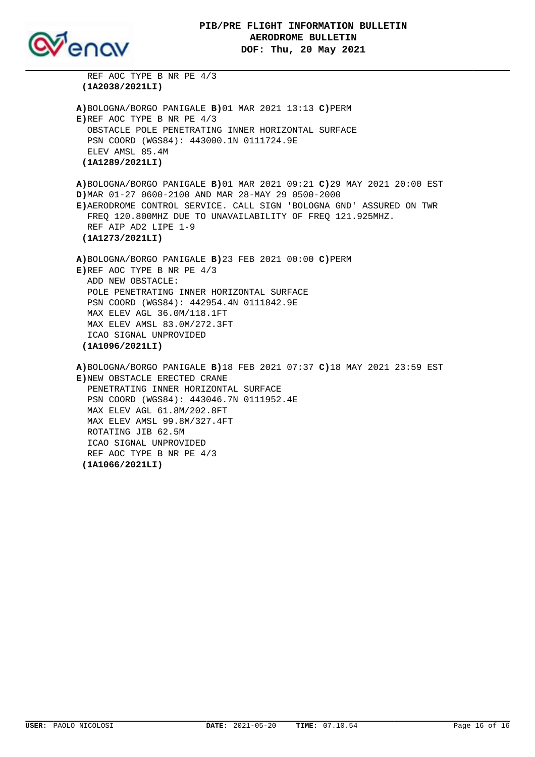REF AOC TYPE B NR PE 4/3
**(1A2038/2021LI)**

**A)**BOLOGNA/BORGO PANIGALE **B)**01 MAR 2021 13:13 **C)**PERM
**E)**REF AOC TYPE B NR PE 4/3
OBSTACLE POLE PENETRATING INNER HORIZONTAL SURFACE
PSN COORD (WGS84): 443000.1N 0111724.9E
ELEV AMSL 85.4M
**(1A1289/2021LI)**

**A)**BOLOGNA/BORGO PANIGALE **B)**01 MAR 2021 09:21 **C)**29 MAY 2021 20:00 EST
**D)**MAR 01-27 0600-2100 AND MAR 28-MAY 29 0500-2000
**E)**AERODROME CONTROL SERVICE. CALL SIGN 'BOLOGNA GND' ASSURED ON TWR
FREQ 120.800MHZ DUE TO UNAVAILABILITY OF FREQ 121.925MHZ.
REF AIP AD2 LIPE 1-9
**(1A1273/2021LI)**

**A)**BOLOGNA/BORGO PANIGALE **B)**23 FEB 2021 00:00 **C)**PERM
**E)**REF AOC TYPE B NR PE 4/3
ADD NEW OBSTACLE:
POLE PENETRATING INNER HORIZONTAL SURFACE
PSN COORD (WGS84): 442954.4N 0111842.9E
MAX ELEV AGL 36.0M/118.1FT
MAX ELEV AMSL 83.0M/272.3FT
ICAO SIGNAL UNPROVIDED
**(1A1096/2021LI)**

**A)**BOLOGNA/BORGO PANIGALE **B)**18 FEB 2021 07:37 **C)**18 MAY 2021 23:59 EST
**E)**NEW OBSTACLE ERECTED CRANE
PENETRATING INNER HORIZONTAL SURFACE
PSN COORD (WGS84): 443046.7N 0111952.4E
MAX ELEV AGL 61.8M/202.8FT
MAX ELEV AMSL 99.8M/327.4FT
ROTATING JIB 62.5M
ICAO SIGNAL UNPROVIDED
REF AOC TYPE B NR PE 4/3
**(1A1066/2021LI)**